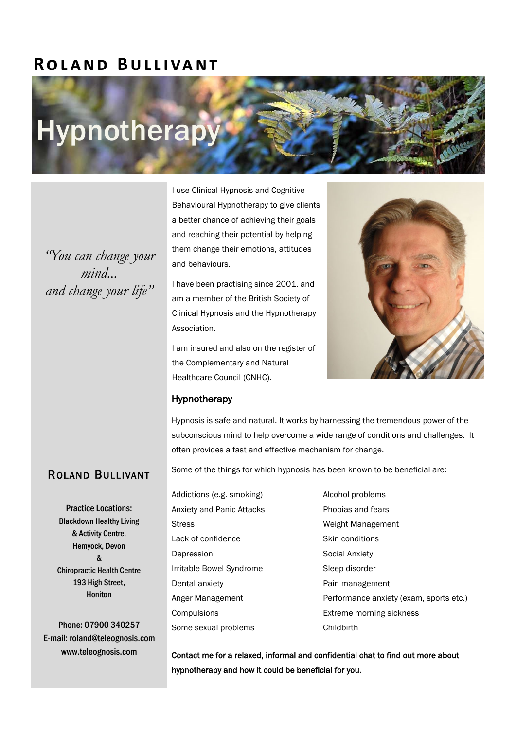# Roland Bullivant

## Hypnotherapy

*"You can change your mind... and change your life"*

I use Clinical Hypnosis and Cognitive Behavioural Hypnotherapy to give clients a better chance of achieving their goals and reaching their potential by helping them change their emotions, attitudes and behaviours.

I have been practising since 2001. and am a member of the British Society of Clinical Hypnosis and the Hypnotherapy Association.

I am insured and also on the register of the Complementary and Natural Healthcare Council (CNHC).

### Hypnotherapy

Hypnosis is safe and natural. It works by harnessing the tremendous power of the subconscious mind to help overcome a wide range of conditions and challenges. It often provides a fast and effective mechanism for change.

Some of the things for which hypnosis has been known to be beneficial are:

- Addictions (e.g. smoking)
- Anxiety and Panic Attacks
- Stress
- Lack of confidence
- Depression
- Irritable Bowel Syndrome
- Dental anxiety
- Anger Management
- Compulsions
- Some sexual problems
- Alcohol problems
- Phobias and fears
- Weight Management
- Skin conditions
- Social Anxiety
- Sleep disorder
- Pain management
- Performance anxiety (exam, sports etc.)
- Extreme morning sickness
- Childbirth

**Contact me for a relaxed, informal and confidential chat to find out more about hypnotherapy and how it could be beneficial for you.**

## Roland Bullivant

**Practice Locations:**
**Blackdown Healthy Living & Activity Centre, Hemyock, Devon**
**&**
**Chiropractic Health Centre 193 High Street, Honiton**

**Phone: 07900 340257**
**E-mail: roland@teleognosis.com**
**www.teleognosis.com**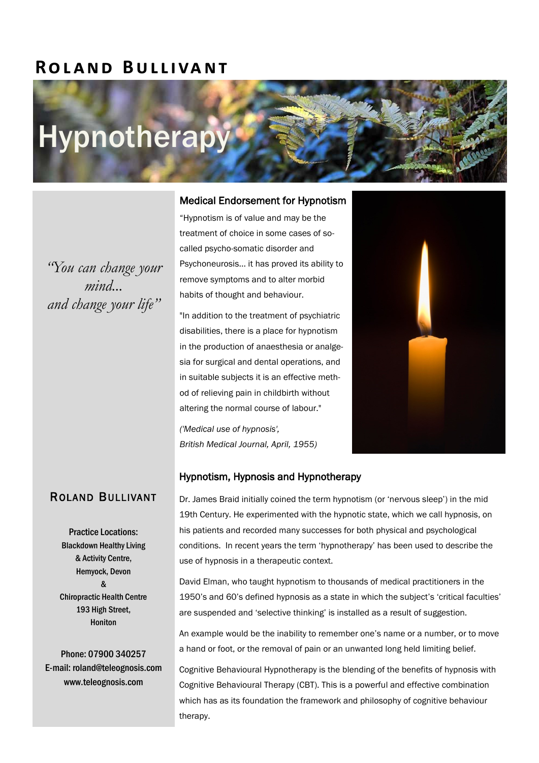# Roland Bullivant

# Hypnotherapy

*"You can change your mind... and change your life"*

## Medical Endorsement for Hypnotism

"Hypnotism is of value and may be the treatment of choice in some cases of so-called psycho-somatic disorder and Psychoneurosis… it has proved its ability to remove symptoms and to alter morbid habits of thought and behaviour.

"In addition to the treatment of psychiatric disabilities, there is a place for hypnotism in the production of anaesthesia or analgesia for surgical and dental operations, and in suitable subjects it is an effective method of relieving pain in childbirth without altering the normal course of labour."

*('Medical use of hypnosis', British Medical Journal, April, 1955)*

## Hypnotism, Hypnosis and Hypnotherapy

Dr. James Braid initially coined the term hypnotism (or 'nervous sleep') in the mid 19th Century. He experimented with the hypnotic state, which we call hypnosis, on his patients and recorded many successes for both physical and psychological conditions. In recent years the term 'hypnotherapy' has been used to describe the use of hypnosis in a therapeutic context.

David Elman, who taught hypnotism to thousands of medical practitioners in the 1950's and 60's defined hypnosis as a state in which the subject's 'critical faculties' are suspended and 'selective thinking' is installed as a result of suggestion.

An example would be the inability to remember one's name or a number, or to move a hand or foot, or the removal of pain or an unwanted long held limiting belief.

Cognitive Behavioural Hypnotherapy is the blending of the benefits of hypnosis with Cognitive Behavioural Therapy (CBT). This is a powerful and effective combination which has as its foundation the framework and philosophy of cognitive behaviour therapy.

## Roland Bullivant

**Practice Locations:**
**Blackdown Healthy Living & Activity Centre, Hemyock, Devon**
**&**
**Chiropractic Health Centre 193 High Street, Honiton**

**Phone: 07900 340257**
**E-mail: roland@teleognosis.com**
**www.teleognosis.com**